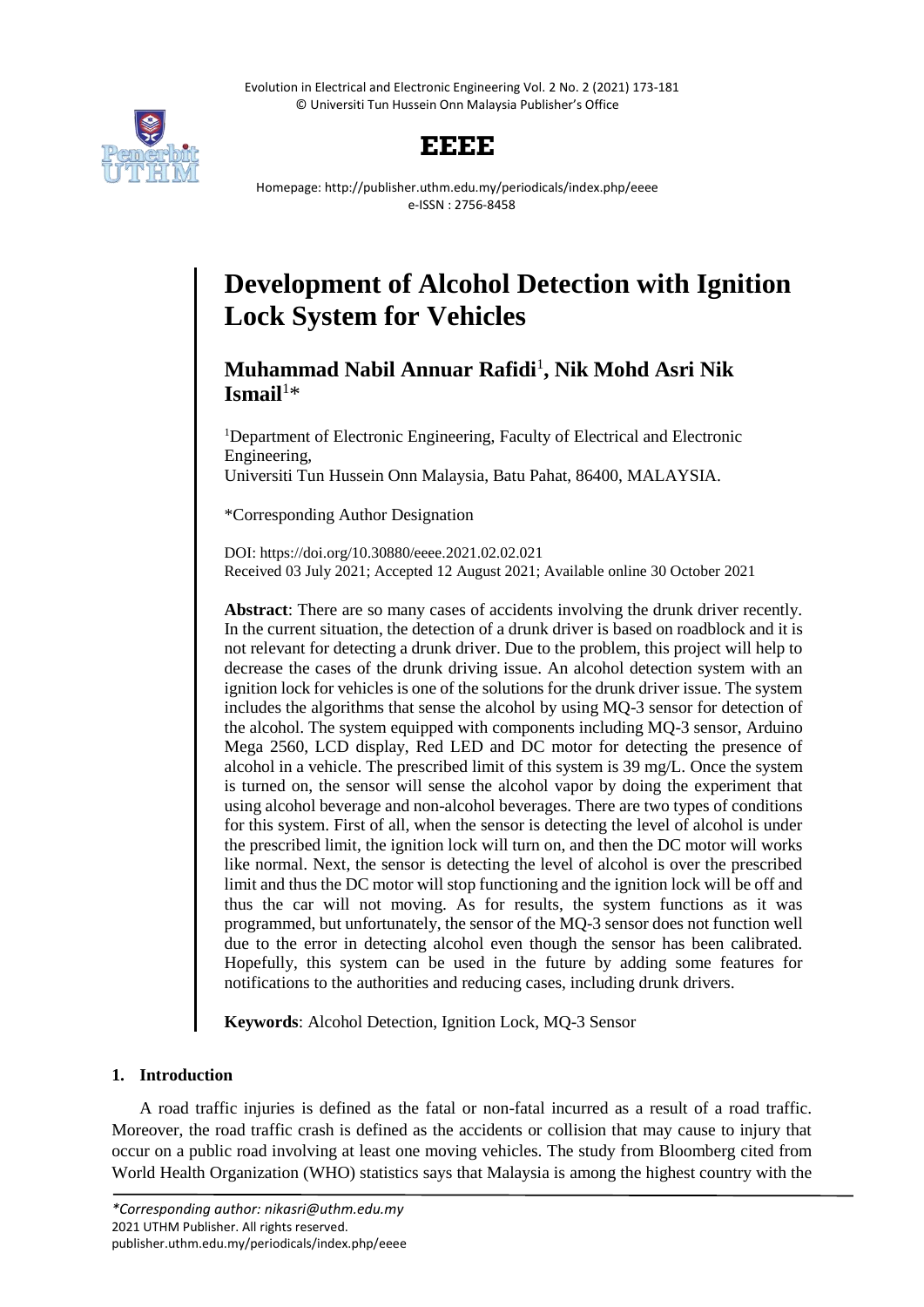# Development of Alcohol Detection with Ignition Lock System for Vehicles

**Muhammad Nabil Annuar Rafidi**[1]**, Nik Mohd Asri Nik Ismail**[1]*

[1]Department of Electronic Engineering, Faculty of Electrical and Electronic Engineering,
Universiti Tun Hussein Onn Malaysia, Batu Pahat, 86400, MALAYSIA.

*Corresponding Author Designation

DOI: https://doi.org/10.30880/eeee.2021.02.02.021
Received 03 July 2021; Accepted 12 August 2021; Available online 30 October 2021

**Abstract**: There are so many cases of accidents involving the drunk driver recently. In the current situation, the detection of a drunk driver is based on roadblock and it is not relevant for detecting a drunk driver. Due to the problem, this project will help to decrease the cases of the drunk driving issue. An alcohol detection system with an ignition lock for vehicles is one of the solutions for the drunk driver issue. The system includes the algorithms that sense the alcohol by using MQ-3 sensor for detection of the alcohol. The system equipped with components including MQ-3 sensor, Arduino Mega 2560, LCD display, Red LED and DC motor for detecting the presence of alcohol in a vehicle. The prescribed limit of this system is 39 mg/L. Once the system is turned on, the sensor will sense the alcohol vapor by doing the experiment that using alcohol beverage and non-alcohol beverages. There are two types of conditions for this system. First of all, when the sensor is detecting the level of alcohol is under the prescribed limit, the ignition lock will turn on, and then the DC motor will works like normal. Next, the sensor is detecting the level of alcohol is over the prescribed limit and thus the DC motor will stop functioning and the ignition lock will be off and thus the car will not moving. As for results, the system functions as it was programmed, but unfortunately, the sensor of the MQ-3 sensor does not function well due to the error in detecting alcohol even though the sensor has been calibrated. Hopefully, this system can be used in the future by adding some features for notifications to the authorities and reducing cases, including drunk drivers.

**Keywords**: Alcohol Detection, Ignition Lock, MQ-3 Sensor

## 1. Introduction

A road traffic injuries is defined as the fatal or non-fatal incurred as a result of a road traffic. Moreover, the road traffic crash is defined as the accidents or collision that may cause to injury that occur on a public road involving at least one moving vehicles. The study from Bloomberg cited from World Health Organization (WHO) statistics says that Malaysia is among the highest country with the

*Corresponding author: nikasri@uthm.edu.my
2021 UTHM Publisher. All rights reserved.
publisher.uthm.edu.my/periodicals/index.php/eeee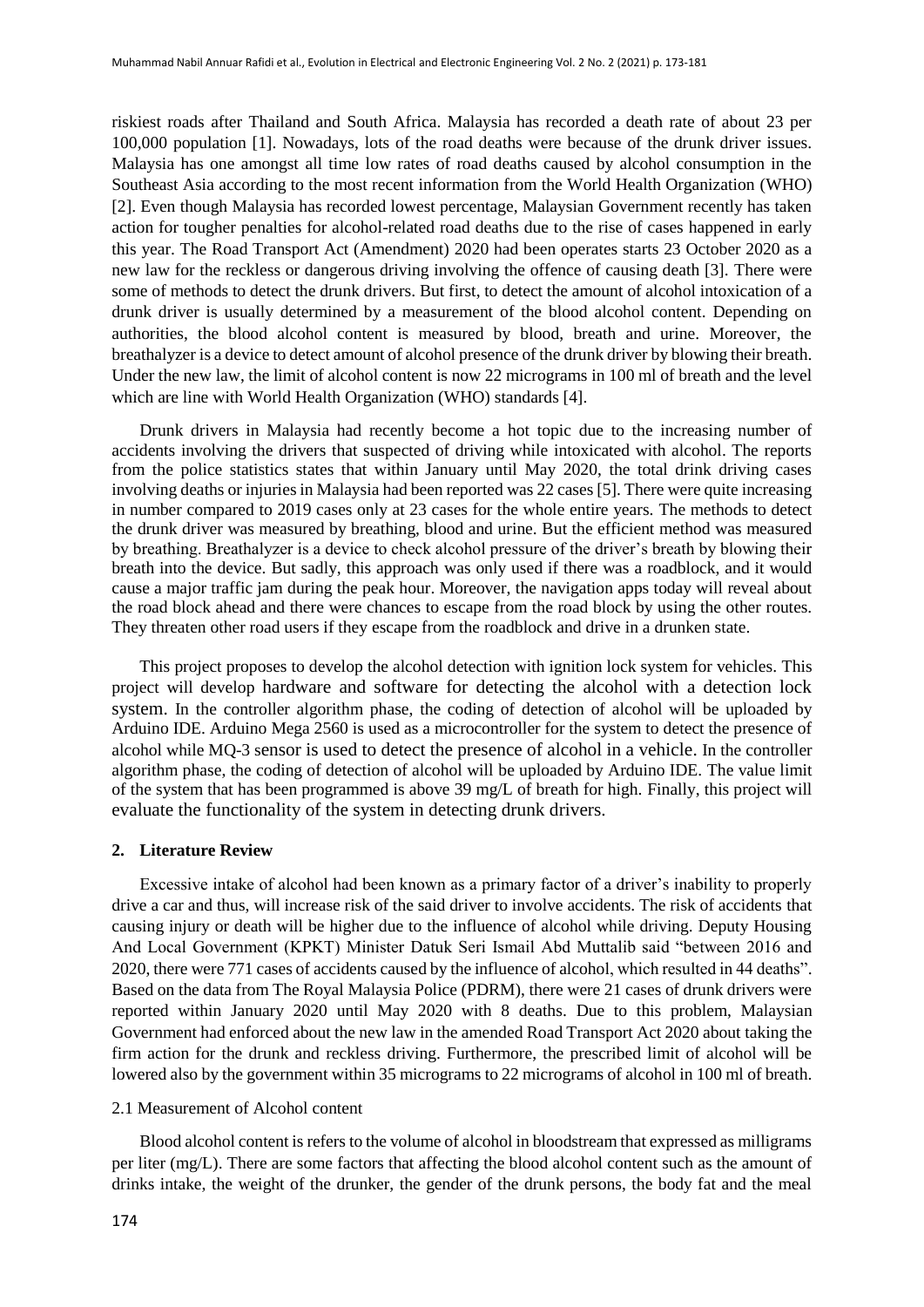riskiest roads after Thailand and South Africa. Malaysia has recorded a death rate of about 23 per 100,000 population [1]. Nowadays, lots of the road deaths were because of the drunk driver issues. Malaysia has one amongst all time low rates of road deaths caused by alcohol consumption in the Southeast Asia according to the most recent information from the World Health Organization (WHO) [2]. Even though Malaysia has recorded lowest percentage, Malaysian Government recently has taken action for tougher penalties for alcohol-related road deaths due to the rise of cases happened in early this year. The Road Transport Act (Amendment) 2020 had been operates starts 23 October 2020 as a new law for the reckless or dangerous driving involving the offence of causing death [3]. There were some of methods to detect the drunk drivers. But first, to detect the amount of alcohol intoxication of a drunk driver is usually determined by a measurement of the blood alcohol content. Depending on authorities, the blood alcohol content is measured by blood, breath and urine. Moreover, the breathalyzer is a device to detect amount of alcohol presence of the drunk driver by blowing their breath. Under the new law, the limit of alcohol content is now 22 micrograms in 100 ml of breath and the level which are line with World Health Organization (WHO) standards [4].

Drunk drivers in Malaysia had recently become a hot topic due to the increasing number of accidents involving the drivers that suspected of driving while intoxicated with alcohol. The reports from the police statistics states that within January until May 2020, the total drink driving cases involving deaths or injuries in Malaysia had been reported was 22 cases [5]. There were quite increasing in number compared to 2019 cases only at 23 cases for the whole entire years. The methods to detect the drunk driver was measured by breathing, blood and urine. But the efficient method was measured by breathing. Breathalyzer is a device to check alcohol pressure of the driver's breath by blowing their breath into the device. But sadly, this approach was only used if there was a roadblock, and it would cause a major traffic jam during the peak hour. Moreover, the navigation apps today will reveal about the road block ahead and there were chances to escape from the road block by using the other routes. They threaten other road users if they escape from the roadblock and drive in a drunken state.

This project proposes to develop the alcohol detection with ignition lock system for vehicles. This project will develop hardware and software for detecting the alcohol with a detection lock system. In the controller algorithm phase, the coding of detection of alcohol will be uploaded by Arduino IDE. Arduino Mega 2560 is used as a microcontroller for the system to detect the presence of alcohol while MQ-3 sensor is used to detect the presence of alcohol in a vehicle. In the controller algorithm phase, the coding of detection of alcohol will be uploaded by Arduino IDE. The value limit of the system that has been programmed is above 39 mg/L of breath for high. Finally, this project will evaluate the functionality of the system in detecting drunk drivers.

## 2. Literature Review

Excessive intake of alcohol had been known as a primary factor of a driver's inability to properly drive a car and thus, will increase risk of the said driver to involve accidents. The risk of accidents that causing injury or death will be higher due to the influence of alcohol while driving. Deputy Housing And Local Government (KPKT) Minister Datuk Seri Ismail Abd Muttalib said "between 2016 and 2020, there were 771 cases of accidents caused by the influence of alcohol, which resulted in 44 deaths". Based on the data from The Royal Malaysia Police (PDRM), there were 21 cases of drunk drivers were reported within January 2020 until May 2020 with 8 deaths. Due to this problem, Malaysian Government had enforced about the new law in the amended Road Transport Act 2020 about taking the firm action for the drunk and reckless driving. Furthermore, the prescribed limit of alcohol will be lowered also by the government within 35 micrograms to 22 micrograms of alcohol in 100 ml of breath.

### 2.1 Measurement of Alcohol content

Blood alcohol content is refers to the volume of alcohol in bloodstream that expressed as milligrams per liter (mg/L). There are some factors that affecting the blood alcohol content such as the amount of drinks intake, the weight of the drunker, the gender of the drunk persons, the body fat and the meal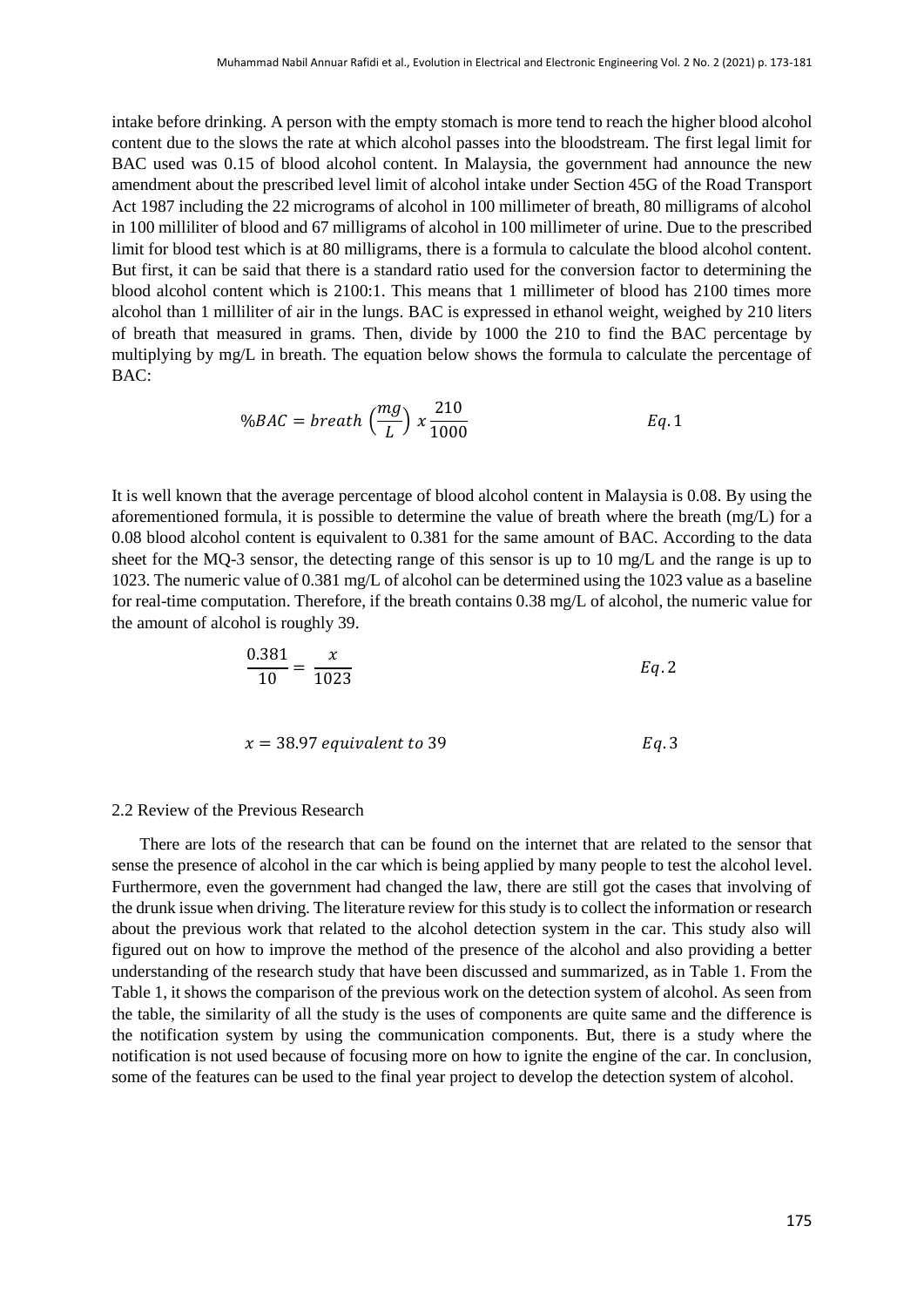intake before drinking. A person with the empty stomach is more tend to reach the higher blood alcohol content due to the slows the rate at which alcohol passes into the bloodstream. The first legal limit for BAC used was 0.15 of blood alcohol content. In Malaysia, the government had announce the new amendment about the prescribed level limit of alcohol intake under Section 45G of the Road Transport Act 1987 including the 22 micrograms of alcohol in 100 millimeter of breath, 80 milligrams of alcohol in 100 milliliter of blood and 67 milligrams of alcohol in 100 millimeter of urine. Due to the prescribed limit for blood test which is at 80 milligrams, there is a formula to calculate the blood alcohol content. But first, it can be said that there is a standard ratio used for the conversion factor to determining the blood alcohol content which is 2100:1. This means that 1 millimeter of blood has 2100 times more alcohol than 1 milliliter of air in the lungs. BAC is expressed in ethanol weight, weighed by 210 liters of breath that measured in grams. Then, divide by 1000 the 210 to find the BAC percentage by multiplying by mg/L in breath. The equation below shows the formula to calculate the percentage of BAC:

$$\%BAC = breath\left(\frac{mg}{L}\right) x \frac{210}{1000} \qquad Eq. 1$$

It is well known that the average percentage of blood alcohol content in Malaysia is 0.08. By using the aforementioned formula, it is possible to determine the value of breath where the breath (mg/L) for a 0.08 blood alcohol content is equivalent to 0.381 for the same amount of BAC. According to the data sheet for the MQ-3 sensor, the detecting range of this sensor is up to 10 mg/L and the range is up to 1023. The numeric value of 0.381 mg/L of alcohol can be determined using the 1023 value as a baseline for real-time computation. Therefore, if the breath contains 0.38 mg/L of alcohol, the numeric value for the amount of alcohol is roughly 39.

$$\frac{0.381}{10} = \frac{x}{1023} \qquad Eq. 2$$

$$x = 38.97 \text{ equivalent to } 39 \qquad Eq. 3$$

### 2.2 Review of the Previous Research

There are lots of the research that can be found on the internet that are related to the sensor that sense the presence of alcohol in the car which is being applied by many people to test the alcohol level. Furthermore, even the government had changed the law, there are still got the cases that involving of the drunk issue when driving. The literature review for this study is to collect the information or research about the previous work that related to the alcohol detection system in the car. This study also will figured out on how to improve the method of the presence of the alcohol and also providing a better understanding of the research study that have been discussed and summarized, as in Table 1. From the Table 1, it shows the comparison of the previous work on the detection system of alcohol. As seen from the table, the similarity of all the study is the uses of components are quite same and the difference is the notification system by using the communication components. But, there is a study where the notification is not used because of focusing more on how to ignite the engine of the car. In conclusion, some of the features can be used to the final year project to develop the detection system of alcohol.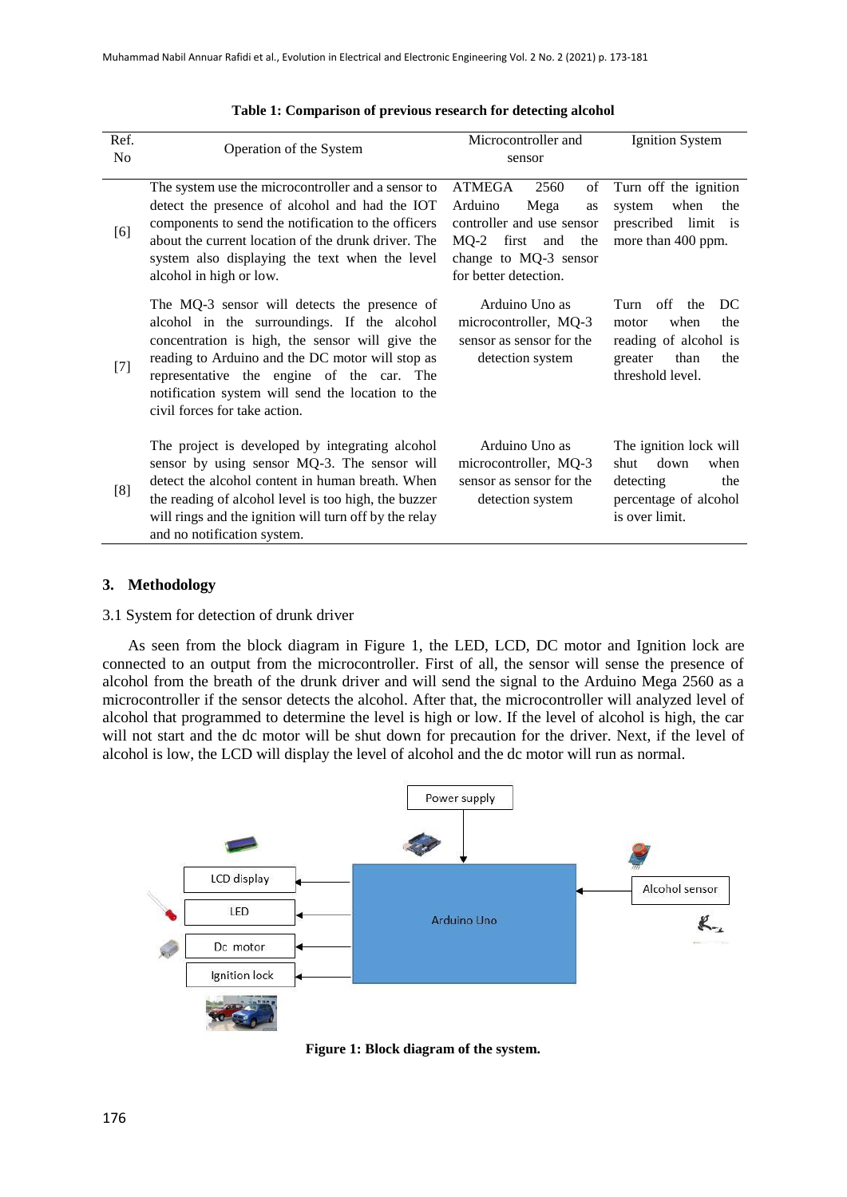**Table 1: Comparison of previous research for detecting alcohol**

| Ref. No | Operation of the System | Microcontroller and sensor | Ignition System |
|---|---|---|---|
| [6] | The system use the microcontroller and a sensor to detect the presence of alcohol and had the IOT components to send the notification to the officers about the current location of the drunk driver. The system also displaying the text when the level alcohol in high or low. | ATMEGA 2560 of Arduino Mega as controller and use sensor MQ-2 first and the change to MQ-3 sensor for better detection. | Turn off the ignition system when the prescribed limit is more than 400 ppm. |
| [7] | The MQ-3 sensor will detects the presence of alcohol in the surroundings. If the alcohol concentration is high, the sensor will give the reading to Arduino and the DC motor will stop as representative the engine of the car. The notification system will send the location to the civil forces for take action. | Arduino Uno as microcontroller, MQ-3 sensor as sensor for the detection system | Turn off the DC motor when the reading of alcohol is greater than the threshold level. |
| [8] | The project is developed by integrating alcohol sensor by using sensor MQ-3. The sensor will detect the alcohol content in human breath. When the reading of alcohol level is too high, the buzzer will rings and the ignition will turn off by the relay and no notification system. | Arduino Uno as microcontroller, MQ-3 sensor as sensor for the detection system | The ignition lock will shut down when detecting the percentage of alcohol is over limit. |

## 3. Methodology

### 3.1 System for detection of drunk driver

As seen from the block diagram in Figure 1, the LED, LCD, DC motor and Ignition lock are connected to an output from the microcontroller. First of all, the sensor will sense the presence of alcohol from the breath of the drunk driver and will send the signal to the Arduino Mega 2560 as a microcontroller if the sensor detects the alcohol. After that, the microcontroller will analyzed level of alcohol that programmed to determine the level is high or low. If the level of alcohol is high, the car will not start and the dc motor will be shut down for precaution for the driver. Next, if the level of alcohol is low, the LCD will display the level of alcohol and the dc motor will run as normal.

**Figure 1: Block diagram of the system.**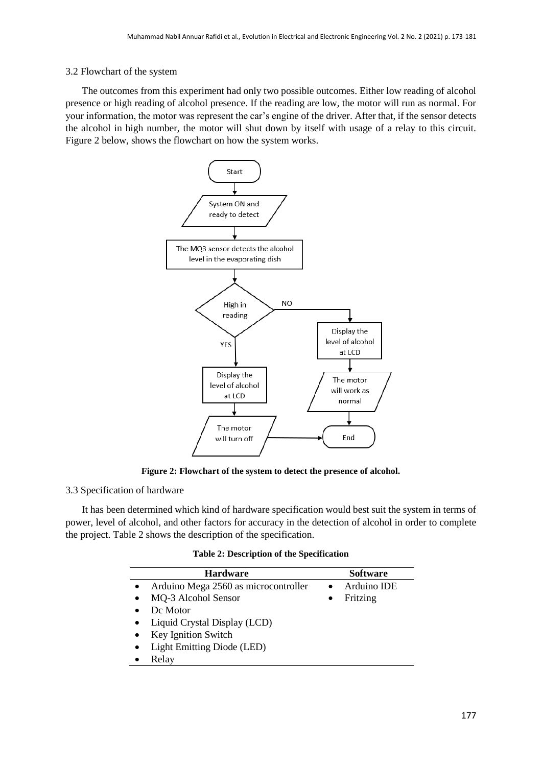### 3.2 Flowchart of the system

The outcomes from this experiment had only two possible outcomes. Either low reading of alcohol presence or high reading of alcohol presence. If the reading are low, the motor will run as normal. For your information, the motor was represent the car's engine of the driver. After that, if the sensor detects the alcohol in high number, the motor will shut down by itself with usage of a relay to this circuit. Figure 2 below, shows the flowchart on how the system works.

**Figure 2: Flowchart of the system to detect the presence of alcohol.**

### 3.3 Specification of hardware

It has been determined which kind of hardware specification would best suit the system in terms of power, level of alcohol, and other factors for accuracy in the detection of alcohol in order to complete the project. Table 2 shows the description of the specification.

**Table 2: Description of the Specification**

| Hardware | Software |
|---|---|
| • Arduino Mega 2560 as microcontroller | • Arduino IDE |
| • MQ-3 Alcohol Sensor | • Fritzing |
| • Dc Motor | |
| • Liquid Crystal Display (LCD) | |
| • Key Ignition Switch | |
| • Light Emitting Diode (LED) | |
| • Relay | |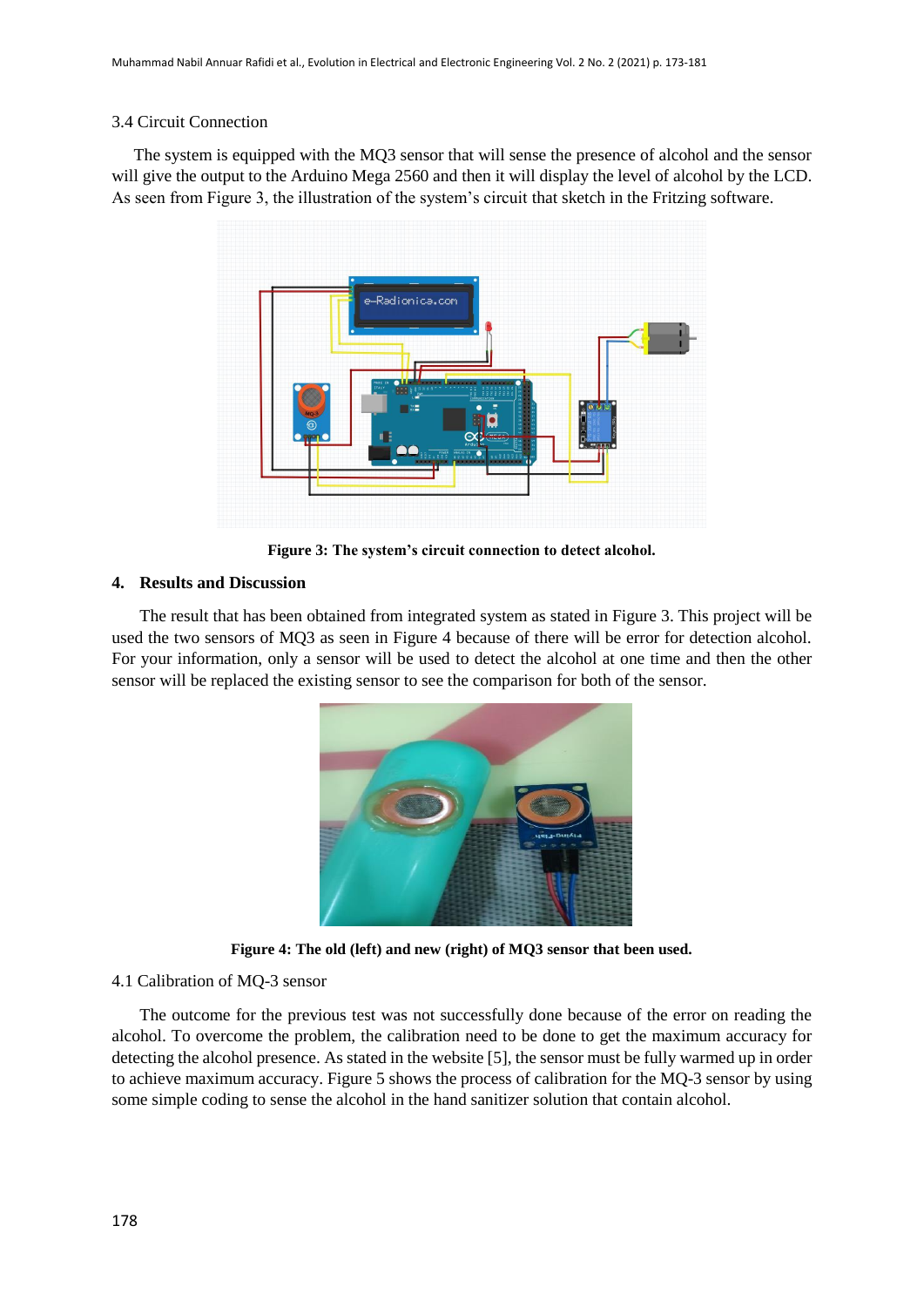3.4 Circuit Connection

The system is equipped with the MQ3 sensor that will sense the presence of alcohol and the sensor will give the output to the Arduino Mega 2560 and then it will display the level of alcohol by the LCD. As seen from Figure 3, the illustration of the system's circuit that sketch in the Fritzing software.

**Figure 3: The system's circuit connection to detect alcohol.**

## 4. Results and Discussion

The result that has been obtained from integrated system as stated in Figure 3. This project will be used the two sensors of MQ3 as seen in Figure 4 because of there will be error for detection alcohol. For your information, only a sensor will be used to detect the alcohol at one time and then the other sensor will be replaced the existing sensor to see the comparison for both of the sensor.

**Figure 4: The old (left) and new (right) of MQ3 sensor that been used.**

4.1 Calibration of MQ-3 sensor

The outcome for the previous test was not successfully done because of the error on reading the alcohol. To overcome the problem, the calibration need to be done to get the maximum accuracy for detecting the alcohol presence. As stated in the website [5], the sensor must be fully warmed up in order to achieve maximum accuracy. Figure 5 shows the process of calibration for the MQ-3 sensor by using some simple coding to sense the alcohol in the hand sanitizer solution that contain alcohol.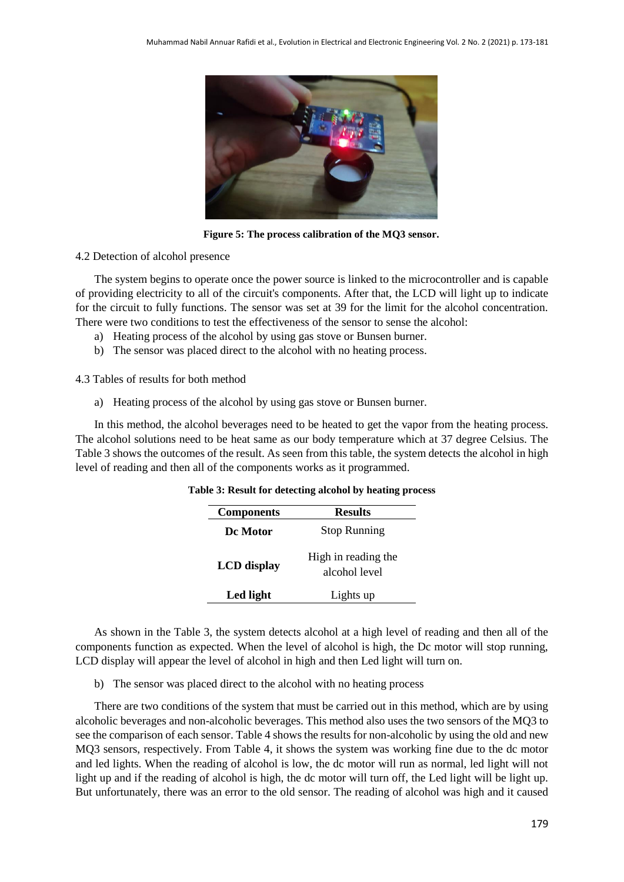Figure 5: The process calibration of the MQ3 sensor.

4.2 Detection of alcohol presence

The system begins to operate once the power source is linked to the microcontroller and is capable of providing electricity to all of the circuit's components. After that, the LCD will light up to indicate for the circuit to fully functions. The sensor was set at 39 for the limit for the alcohol concentration. There were two conditions to test the effectiveness of the sensor to sense the alcohol:

a) Heating process of the alcohol by using gas stove or Bunsen burner.
b) The sensor was placed direct to the alcohol with no heating process.

4.3 Tables of results for both method

a) Heating process of the alcohol by using gas stove or Bunsen burner.

In this method, the alcohol beverages need to be heated to get the vapor from the heating process. The alcohol solutions need to be heat same as our body temperature which at 37 degree Celsius. The Table 3 shows the outcomes of the result. As seen from this table, the system detects the alcohol in high level of reading and then all of the components works as it programmed.

**Table 3: Result for detecting alcohol by heating process**

| Components | Results |
|---|---|
| **Dc Motor** | Stop Running |
| **LCD display** | High in reading the alcohol level |
| **Led light** | Lights up |

As shown in the Table 3, the system detects alcohol at a high level of reading and then all of the components function as expected. When the level of alcohol is high, the Dc motor will stop running, LCD display will appear the level of alcohol in high and then Led light will turn on.

b) The sensor was placed direct to the alcohol with no heating process

There are two conditions of the system that must be carried out in this method, which are by using alcoholic beverages and non-alcoholic beverages. This method also uses the two sensors of the MQ3 to see the comparison of each sensor. Table 4 shows the results for non-alcoholic by using the old and new MQ3 sensors, respectively. From Table 4, it shows the system was working fine due to the dc motor and led lights. When the reading of alcohol is low, the dc motor will run as normal, led light will not light up and if the reading of alcohol is high, the dc motor will turn off, the Led light will be light up. But unfortunately, there was an error to the old sensor. The reading of alcohol was high and it caused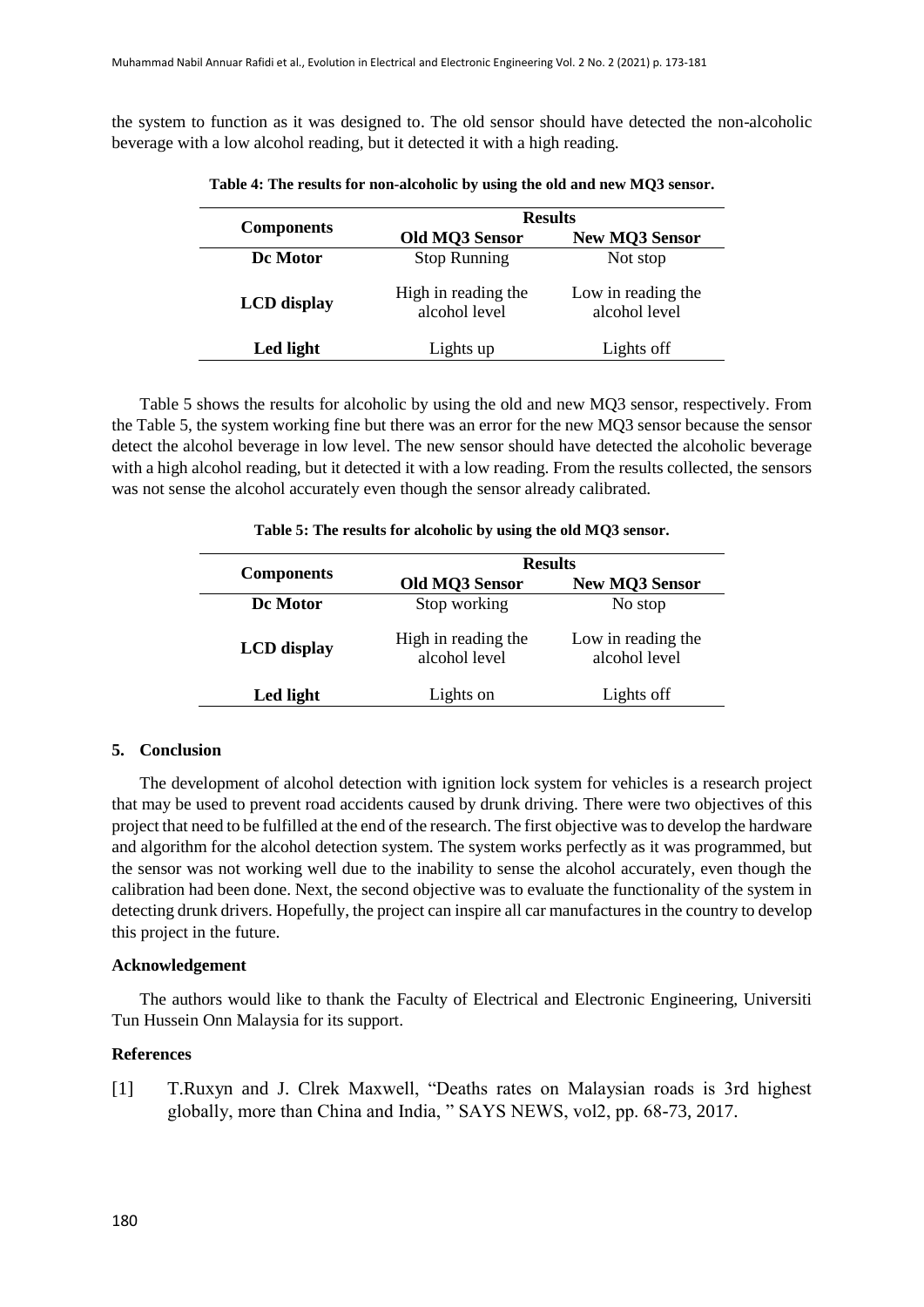the system to function as it was designed to. The old sensor should have detected the non-alcoholic beverage with a low alcohol reading, but it detected it with a high reading.

**Table 4: The results for non-alcoholic by using the old and new MQ3 sensor.**

| Components | Results | |
|---|---|---|
| | **Old MQ3 Sensor** | **New MQ3 Sensor** |
| **Dc Motor** | Stop Running | Not stop |
| **LCD display** | High in reading the alcohol level | Low in reading the alcohol level |
| **Led light** | Lights up | Lights off |

Table 5 shows the results for alcoholic by using the old and new MQ3 sensor, respectively. From the Table 5, the system working fine but there was an error for the new MQ3 sensor because the sensor detect the alcohol beverage in low level. The new sensor should have detected the alcoholic beverage with a high alcohol reading, but it detected it with a low reading. From the results collected, the sensors was not sense the alcohol accurately even though the sensor already calibrated.

**Table 5: The results for alcoholic by using the old MQ3 sensor.**

| Components | Results | |
|---|---|---|
| | **Old MQ3 Sensor** | **New MQ3 Sensor** |
| **Dc Motor** | Stop working | No stop |
| **LCD display** | High in reading the alcohol level | Low in reading the alcohol level |
| **Led light** | Lights on | Lights off |

## 5. Conclusion

The development of alcohol detection with ignition lock system for vehicles is a research project that may be used to prevent road accidents caused by drunk driving. There were two objectives of this project that need to be fulfilled at the end of the research. The first objective was to develop the hardware and algorithm for the alcohol detection system. The system works perfectly as it was programmed, but the sensor was not working well due to the inability to sense the alcohol accurately, even though the calibration had been done. Next, the second objective was to evaluate the functionality of the system in detecting drunk drivers. Hopefully, the project can inspire all car manufactures in the country to develop this project in the future.

### Acknowledgement

The authors would like to thank the Faculty of Electrical and Electronic Engineering, Universiti Tun Hussein Onn Malaysia for its support.

### References

[1] T.Ruxyn and J. Clrek Maxwell, "Deaths rates on Malaysian roads is 3rd highest globally, more than China and India, " SAYS NEWS, vol2, pp. 68-73, 2017.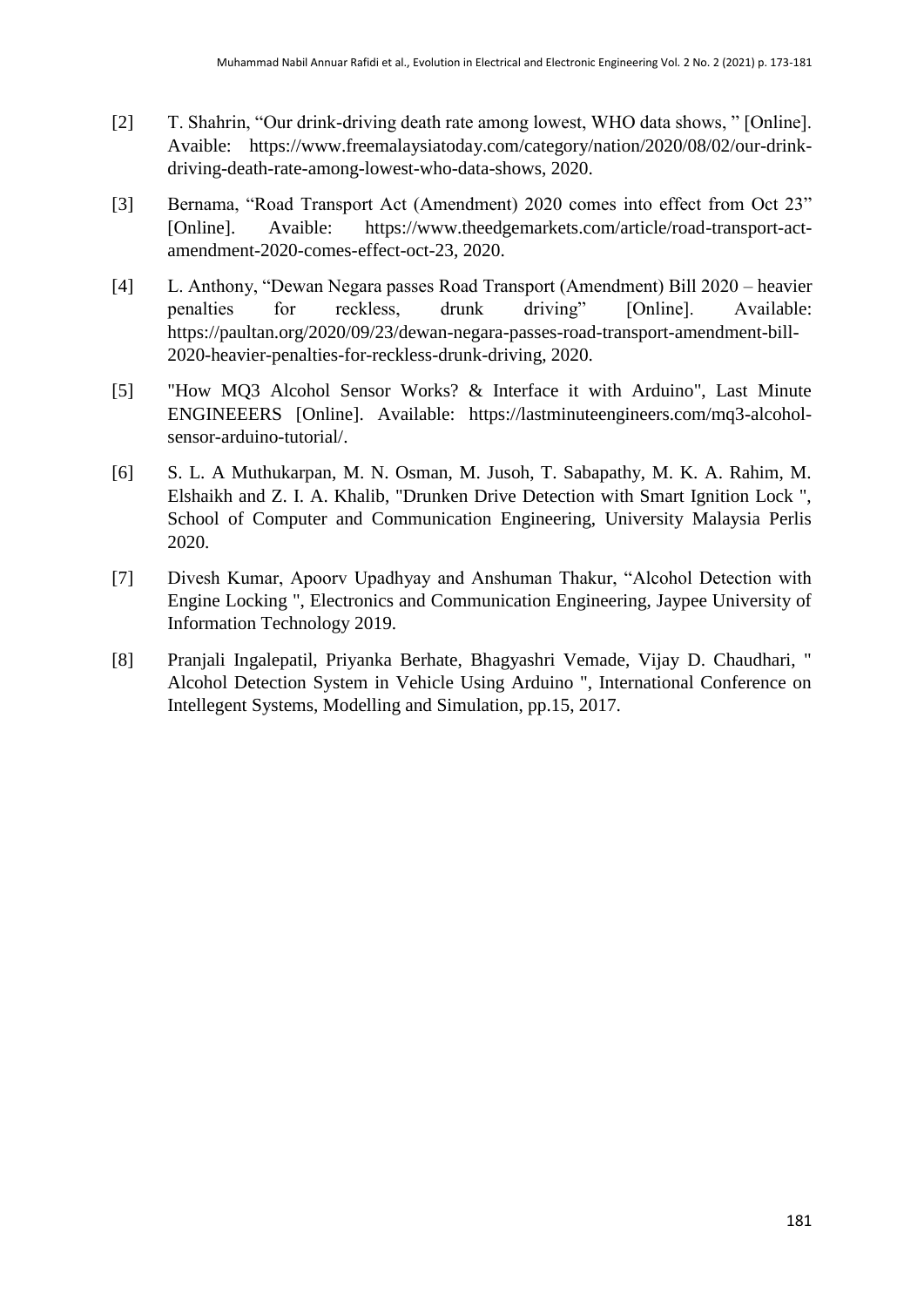[2] T. Shahrin, “Our drink-driving death rate among lowest, WHO data shows, ” [Online]. Avaible: https://www.freemalaysiatoday.com/category/nation/2020/08/02/our-drink-driving-death-rate-among-lowest-who-data-shows, 2020.

[3] Bernama, “Road Transport Act (Amendment) 2020 comes into effect from Oct 23” [Online]. Avaible: https://www.theedgemarkets.com/article/road-transport-act-amendment-2020-comes-effect-oct-23, 2020.

[4] L. Anthony, “Dewan Negara passes Road Transport (Amendment) Bill 2020 – heavier penalties for reckless, drunk driving” [Online]. Available: https://paultan.org/2020/09/23/dewan-negara-passes-road-transport-amendment-bill-2020-heavier-penalties-for-reckless-drunk-driving, 2020.

[5] "How MQ3 Alcohol Sensor Works? & Interface it with Arduino", Last Minute ENGINEEERS [Online]. Available: https://lastminuteengineers.com/mq3-alcohol-sensor-arduino-tutorial/.

[6] S. L. A Muthukarpan, M. N. Osman, M. Jusoh, T. Sabapathy, M. K. A. Rahim, M. Elshaikh and Z. I. A. Khalib, "Drunken Drive Detection with Smart Ignition Lock ", School of Computer and Communication Engineering, University Malaysia Perlis 2020.

[7] Divesh Kumar, Apoorv Upadhyay and Anshuman Thakur, “Alcohol Detection with Engine Locking ", Electronics and Communication Engineering, Jaypee University of Information Technology 2019.

[8] Pranjali Ingalepatil, Priyanka Berhate, Bhagyashri Vemade, Vijay D. Chaudhari, " Alcohol Detection System in Vehicle Using Arduino ", International Conference on Intellegent Systems, Modelling and Simulation, pp.15, 2017.